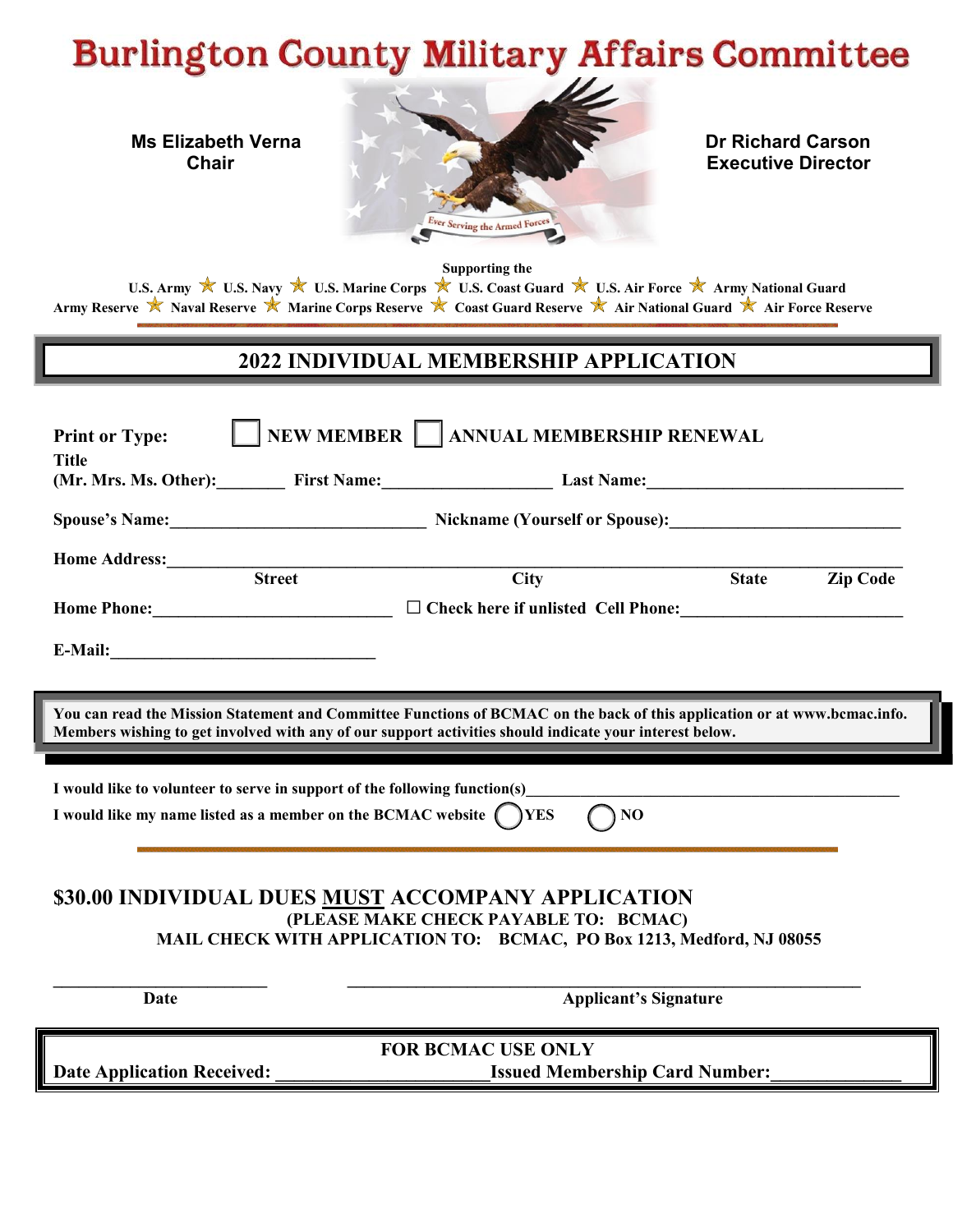# Burlington County Military Affairs Committee

**Ms Elizabeth Verna**
**Chair**

**Dr Richard Carson**
**Executive Director**

Ever Serving the Armed Forces

**Supporting the**

**U.S. Army ★ U.S. Navy ★ U.S. Marine Corps ★ U.S. Coast Guard ★ U.S. Air Force ★ Army National Guard**
**Army Reserve ★ Naval Reserve ★ Marine Corps Reserve ★ Coast Guard Reserve ★ Air National Guard ★ Air Force Reserve**

## 2022 INDIVIDUAL MEMBERSHIP APPLICATION

**Print or Type:** ☐ **NEW MEMBER** ☐ **ANNUAL MEMBERSHIP RENEWAL**

**Title (Mr. Mrs. Ms. Other):**________ **First Name:**____________________ **Last Name:**______________________________

**Spouse's Name:**______________________________ **Nickname (Yourself or Spouse):**___________________________

**Home Address:**_______________________________________________________________________________
**Street** **City** **State** **Zip Code**

**Home Phone:**____________________________ ☐ **Check here if unlisted Cell Phone:**__________________________

**E-Mail:**________________________________

**You can read the Mission Statement and Committee Functions of BCMAC on the back of this application or at www.bcmac.info. Members wishing to get involved with any of our support activities should indicate your interest below.**

**I would like to volunteer to serve in support of the following function(s)**_____________________________________________

**I would like my name listed as a member on the BCMAC website** ◯ **YES** ◯ **NO**

## $30.00 INDIVIDUAL DUES MUST ACCOMPANY APPLICATION

**(PLEASE MAKE CHECK PAYABLE TO: BCMAC)**
**MAIL CHECK WITH APPLICATION TO: BCMAC, PO Box 1213, Medford, NJ 08055**

_________________________ _____________________________________________________________
**Date** **Applicant's Signature**

**FOR BCMAC USE ONLY**

**Date Application Received:** ______________________ **Issued Membership Card Number:**______________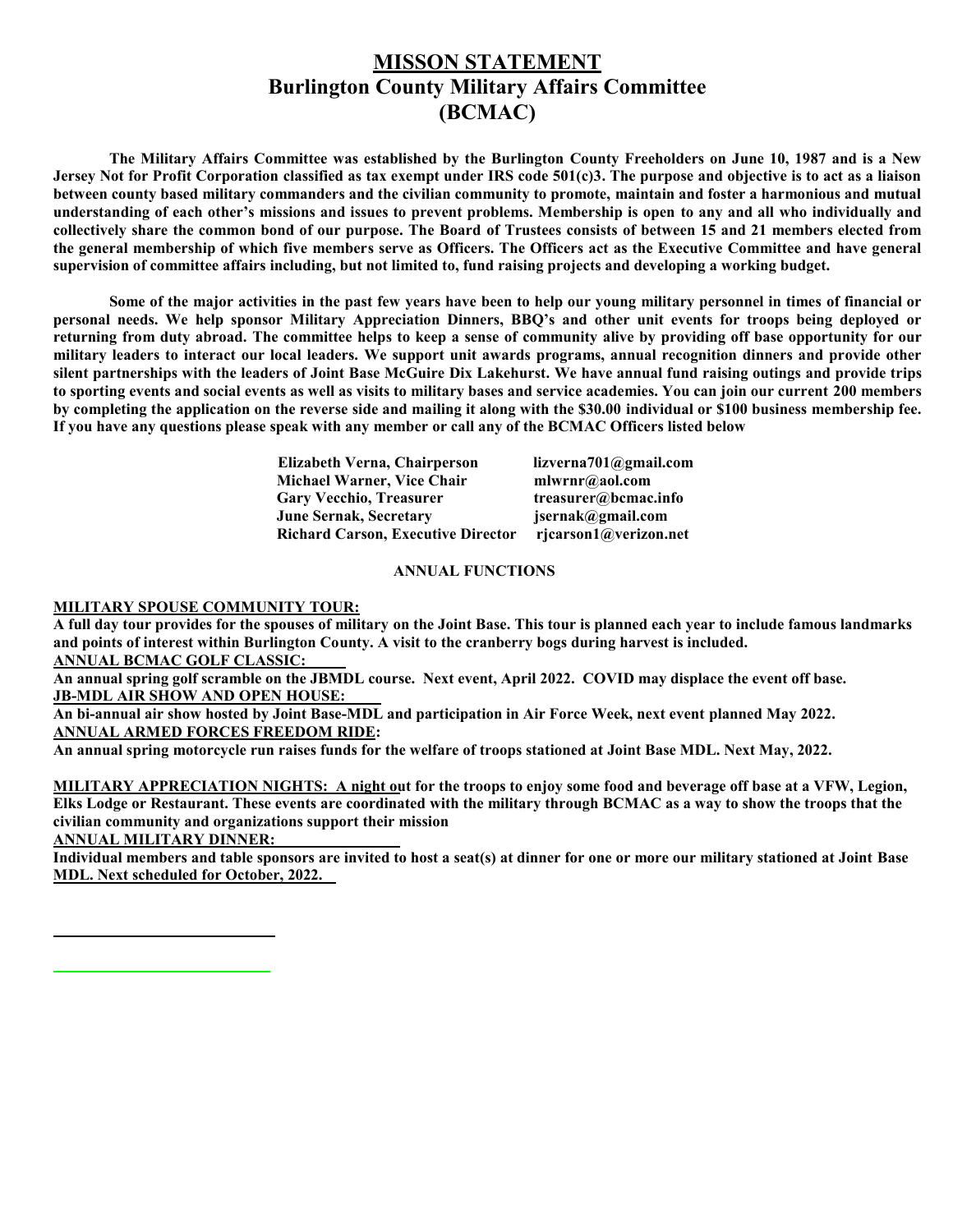# MISSON STATEMENT
## Burlington County Military Affairs Committee (BCMAC)

**The Military Affairs Committee was established by the Burlington County Freeholders on June 10, 1987 and is a New Jersey Not for Profit Corporation classified as tax exempt under IRS code 501(c)3. The purpose and objective is to act as a liaison between county based military commanders and the civilian community to promote, maintain and foster a harmonious and mutual understanding of each other's missions and issues to prevent problems. Membership is open to any and all who individually and collectively share the common bond of our purpose. The Board of Trustees consists of between 15 and 21 members elected from the general membership of which five members serve as Officers. The Officers act as the Executive Committee and have general supervision of committee affairs including, but not limited to, fund raising projects and developing a working budget.**

**Some of the major activities in the past few years have been to help our young military personnel in times of financial or personal needs. We help sponsor Military Appreciation Dinners, BBQ's and other unit events for troops being deployed or returning from duty abroad. The committee helps to keep a sense of community alive by providing off base opportunity for our military leaders to interact our local leaders. We support unit awards programs, annual recognition dinners and provide other silent partnerships with the leaders of Joint Base McGuire Dix Lakehurst. We have annual fund raising outings and provide trips to sporting events and social events as well as visits to military bases and service academies. You can join our current 200 members by completing the application on the reverse side and mailing it along with the $30.00 individual or $100 business membership fee. If you have any questions please speak with any member or call any of the BCMAC Officers listed below**

| | |
|---|---|
| **Elizabeth Verna, Chairperson** | **lizverna701@gmail.com** |
| **Michael Warner, Vice Chair** | **mlwrnr@aol.com** |
| **Gary Vecchio, Treasurer** | **treasurer@bcmac.info** |
| **June Sernak, Secretary** | **jsernak@gmail.com** |
| **Richard Carson, Executive Director** | **rjcarson1@verizon.net** |

**ANNUAL FUNCTIONS**

**MILITARY SPOUSE COMMUNITY TOUR:**
**A full day tour provides for the spouses of military on the Joint Base. This tour is planned each year to include famous landmarks and points of interest within Burlington County. A visit to the cranberry bogs during harvest is included.**

**ANNUAL BCMAC GOLF CLASSIC:**
**An annual spring golf scramble on the JBMDL course. Next event, April 2022. COVID may displace the event off base.**

**JB-MDL AIR SHOW AND OPEN HOUSE:**
**An bi-annual air show hosted by Joint Base-MDL and participation in Air Force Week, next event planned May 2022.**

**ANNUAL ARMED FORCES FREEDOM RIDE:**
**An annual spring motorcycle run raises funds for the welfare of troops stationed at Joint Base MDL. Next May, 2022.**

**MILITARY APPRECIATION NIGHTS: A night out for the troops to enjoy some food and beverage off base at a VFW, Legion, Elks Lodge or Restaurant. These events are coordinated with the military through BCMAC as a way to show the troops that the civilian community and organizations support their mission**

**ANNUAL MILITARY DINNER:**
**Individual members and table sponsors are invited to host a seat(s) at dinner for one or more our military stationed at Joint Base MDL. Next scheduled for October, 2022.**